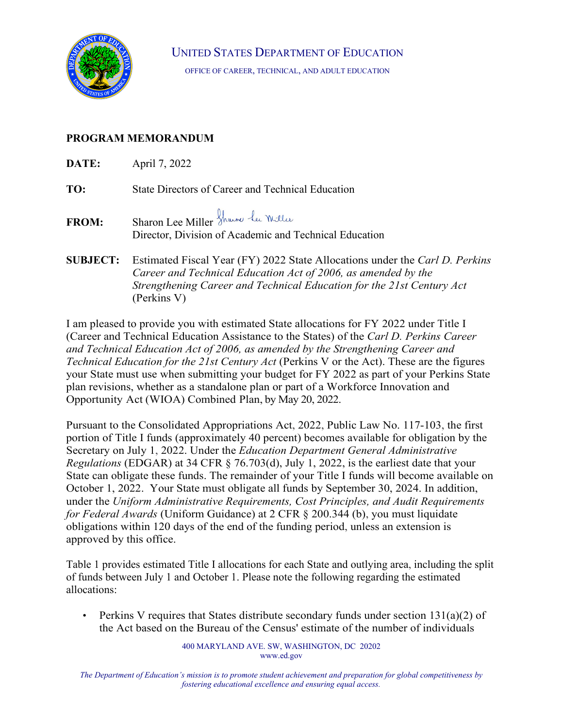UNITED STATES DEPARTMENT OF EDUCATION

OFFICE OF CAREER, TECHNICAL, AND ADULT EDUCATION

## PROGRAM MEMORANDUM

**DATE:** April 7, 2022

**TO:** State Directors of Career and Technical Education

**FROM:** Sharon Lee Miller
Director, Division of Academic and Technical Education

**SUBJECT:** Estimated Fiscal Year (FY) 2022 State Allocations under the *Carl D. Perkins Career and Technical Education Act of 2006, as amended by the Strengthening Career and Technical Education for the 21st Century Act* (Perkins V)

I am pleased to provide you with estimated State allocations for FY 2022 under Title I (Career and Technical Education Assistance to the States) of the *Carl D. Perkins Career and Technical Education Act of 2006, as amended by the Strengthening Career and Technical Education for the 21st Century Act* (Perkins V or the Act). These are the figures your State must use when submitting your budget for FY 2022 as part of your Perkins State plan revisions, whether as a standalone plan or part of a Workforce Innovation and Opportunity Act (WIOA) Combined Plan, by May 20, 2022.

Pursuant to the Consolidated Appropriations Act, 2022, Public Law No. 117-103, the first portion of Title I funds (approximately 40 percent) becomes available for obligation by the Secretary on July 1, 2022. Under the *Education Department General Administrative Regulations* (EDGAR) at 34 CFR § 76.703(d), July 1, 2022, is the earliest date that your State can obligate these funds. The remainder of your Title I funds will become available on October 1, 2022. Your State must obligate all funds by September 30, 2024. In addition, under the *Uniform Administrative Requirements, Cost Principles, and Audit Requirements for Federal Awards* (Uniform Guidance) at 2 CFR § 200.344 (b), you must liquidate obligations within 120 days of the end of the funding period, unless an extension is approved by this office.

Table 1 provides estimated Title I allocations for each State and outlying area, including the split of funds between July 1 and October 1. Please note the following regarding the estimated allocations:

- Perkins V requires that States distribute secondary funds under section 131(a)(2) of the Act based on the Bureau of the Census' estimate of the number of individuals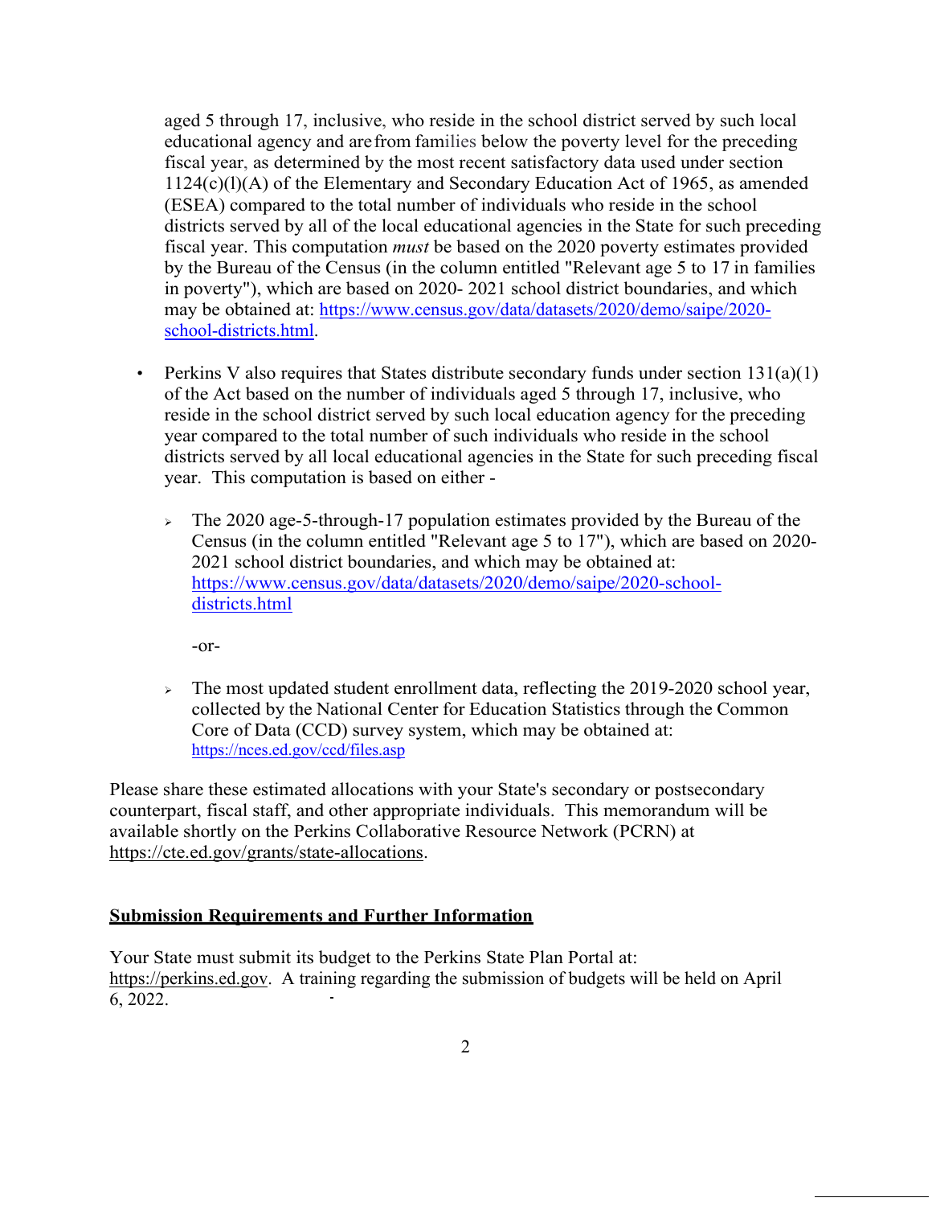aged 5 through 17, inclusive, who reside in the school district served by such local educational agency and are from families below the poverty level for the preceding fiscal year, as determined by the most recent satisfactory data used under section 1124(c)(l)(A) of the Elementary and Secondary Education Act of 1965, as amended (ESEA) compared to the total number of individuals who reside in the school districts served by all of the local educational agencies in the State for such preceding fiscal year. This computation *must* be based on the 2020 poverty estimates provided by the Bureau of the Census (in the column entitled "Relevant age 5 to 17 in families in poverty"), which are based on 2020- 2021 school district boundaries, and which may be obtained at: https://www.census.gov/data/datasets/2020/demo/saipe/2020-school-districts.html.

- Perkins V also requires that States distribute secondary funds under section 131(a)(1) of the Act based on the number of individuals aged 5 through 17, inclusive, who reside in the school district served by such local education agency for the preceding year compared to the total number of such individuals who reside in the school districts served by all local educational agencies in the State for such preceding fiscal year. This computation is based on either -

  - The 2020 age-5-through-17 population estimates provided by the Bureau of the Census (in the column entitled "Relevant age 5 to 17"), which are based on 2020-2021 school district boundaries, and which may be obtained at: https://www.census.gov/data/datasets/2020/demo/saipe/2020-school-districts.html

    -or-

  - The most updated student enrollment data, reflecting the 2019-2020 school year, collected by the National Center for Education Statistics through the Common Core of Data (CCD) survey system, which may be obtained at: https://nces.ed.gov/ccd/files.asp

Please share these estimated allocations with your State's secondary or postsecondary counterpart, fiscal staff, and other appropriate individuals. This memorandum will be available shortly on the Perkins Collaborative Resource Network (PCRN) at https://cte.ed.gov/grants/state-allocations.

**Submission Requirements and Further Information**

Your State must submit its budget to the Perkins State Plan Portal at: https://perkins.ed.gov. A training regarding the submission of budgets will be held on April 6, 2022.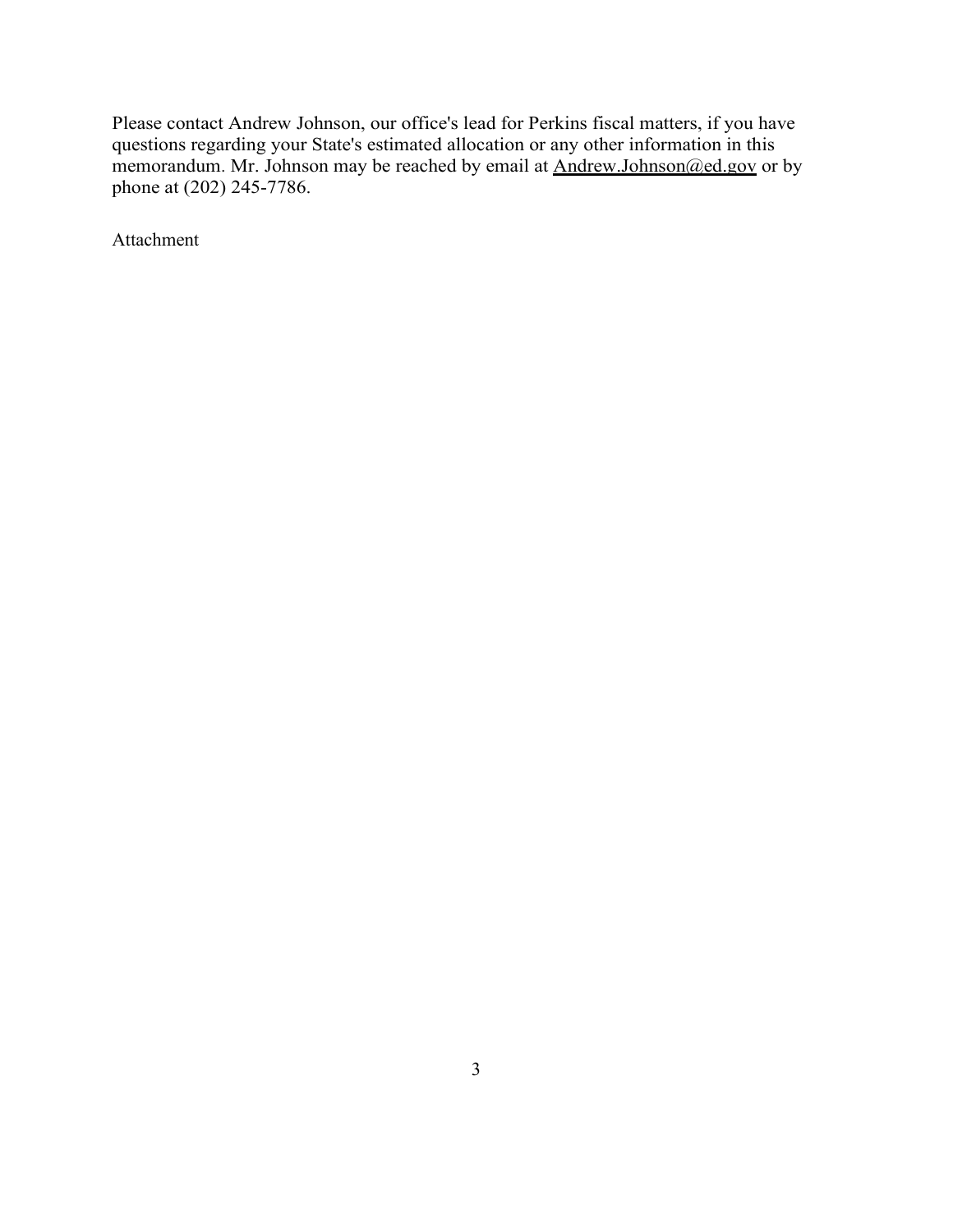Please contact Andrew Johnson, our office's lead for Perkins fiscal matters, if you have questions regarding your State's estimated allocation or any other information in this memorandum. Mr. Johnson may be reached by email at Andrew.Johnson@ed.gov or by phone at (202) 245-7786.

Attachment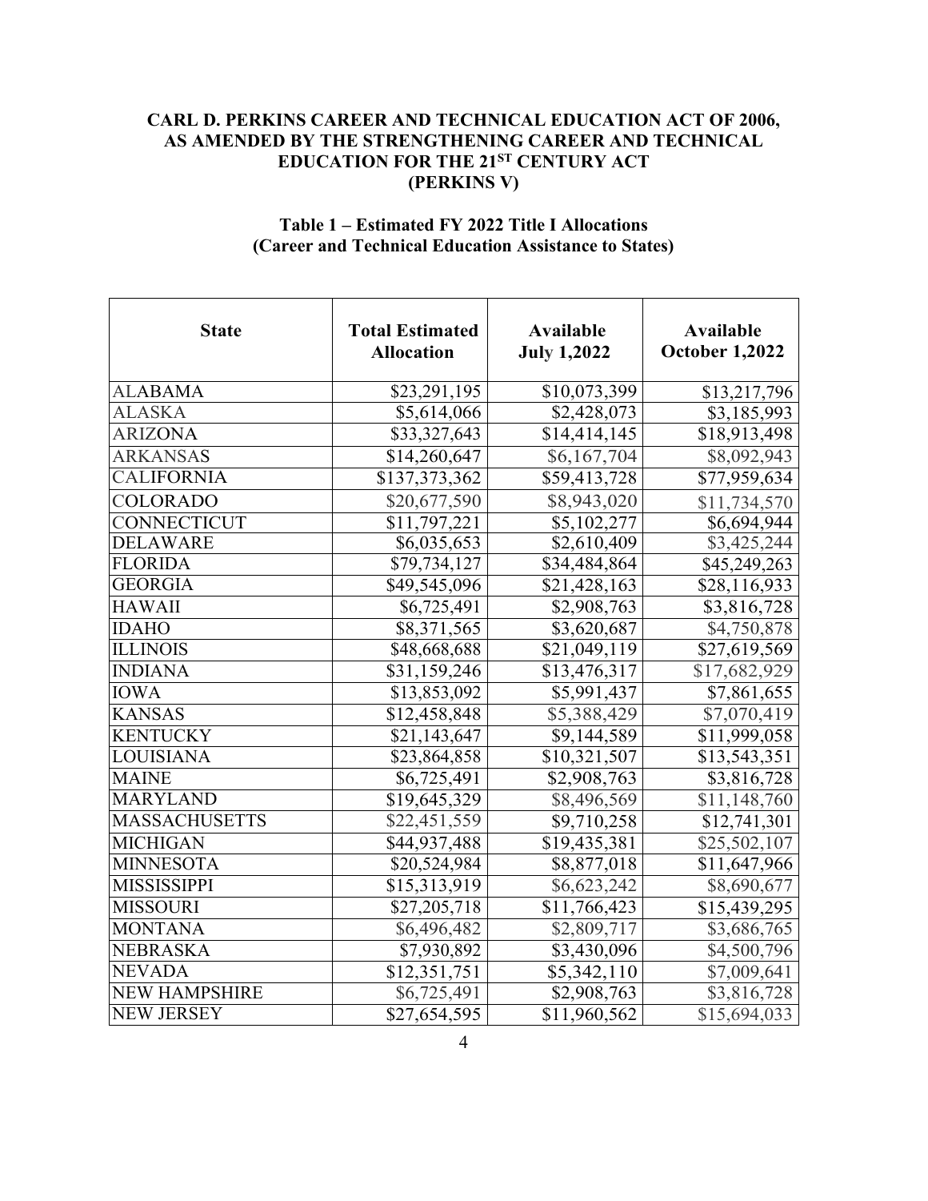**CARL D. PERKINS CAREER AND TECHNICAL EDUCATION ACT OF 2006, AS AMENDED BY THE STRENGTHENING CAREER AND TECHNICAL EDUCATION FOR THE 21[ST] CENTURY ACT (PERKINS V)**

**Table 1 – Estimated FY 2022 Title I Allocations (Career and Technical Education Assistance to States)**

| State | Total Estimated Allocation | Available July 1,2022 | Available October 1,2022 |
|---|---|---|---|
| ALABAMA | $23,291,195 | $10,073,399 | $13,217,796 |
| ALASKA | $5,614,066 | $2,428,073 | $3,185,993 |
| ARIZONA | $33,327,643 | $14,414,145 | $18,913,498 |
| ARKANSAS | $14,260,647 | $6,167,704 | $8,092,943 |
| CALIFORNIA | $137,373,362 | $59,413,728 | $77,959,634 |
| COLORADO | $20,677,590 | $8,943,020 | $11,734,570 |
| CONNECTICUT | $11,797,221 | $5,102,277 | $6,694,944 |
| DELAWARE | $6,035,653 | $2,610,409 | $3,425,244 |
| FLORIDA | $79,734,127 | $34,484,864 | $45,249,263 |
| GEORGIA | $49,545,096 | $21,428,163 | $28,116,933 |
| HAWAII | $6,725,491 | $2,908,763 | $3,816,728 |
| IDAHO | $8,371,565 | $3,620,687 | $4,750,878 |
| ILLINOIS | $48,668,688 | $21,049,119 | $27,619,569 |
| INDIANA | $31,159,246 | $13,476,317 | $17,682,929 |
| IOWA | $13,853,092 | $5,991,437 | $7,861,655 |
| KANSAS | $12,458,848 | $5,388,429 | $7,070,419 |
| KENTUCKY | $21,143,647 | $9,144,589 | $11,999,058 |
| LOUISIANA | $23,864,858 | $10,321,507 | $13,543,351 |
| MAINE | $6,725,491 | $2,908,763 | $3,816,728 |
| MARYLAND | $19,645,329 | $8,496,569 | $11,148,760 |
| MASSACHUSETTS | $22,451,559 | $9,710,258 | $12,741,301 |
| MICHIGAN | $44,937,488 | $19,435,381 | $25,502,107 |
| MINNESOTA | $20,524,984 | $8,877,018 | $11,647,966 |
| MISSISSIPPI | $15,313,919 | $6,623,242 | $8,690,677 |
| MISSOURI | $27,205,718 | $11,766,423 | $15,439,295 |
| MONTANA | $6,496,482 | $2,809,717 | $3,686,765 |
| NEBRASKA | $7,930,892 | $3,430,096 | $4,500,796 |
| NEVADA | $12,351,751 | $5,342,110 | $7,009,641 |
| NEW HAMPSHIRE | $6,725,491 | $2,908,763 | $3,816,728 |
| NEW JERSEY | $27,654,595 | $11,960,562 | $15,694,033 |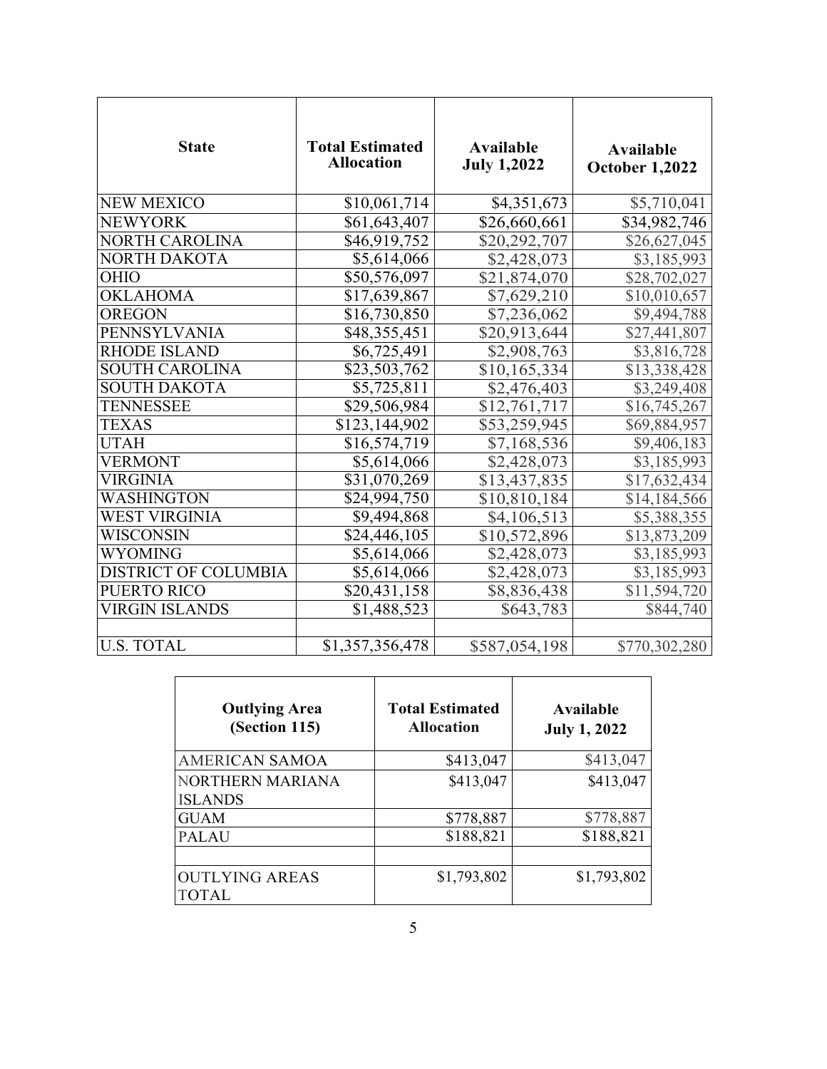| State | Total Estimated Allocation | Available July 1,2022 | Available October 1,2022 |
|---|---|---|---|
| NEW MEXICO | $10,061,714 | $4,351,673 | $5,710,041 |
| NEWYORK | $61,643,407 | $26,660,661 | $34,982,746 |
| NORTH CAROLINA | $46,919,752 | $20,292,707 | $26,627,045 |
| NORTH DAKOTA | $5,614,066 | $2,428,073 | $3,185,993 |
| OHIO | $50,576,097 | $21,874,070 | $28,702,027 |
| OKLAHOMA | $17,639,867 | $7,629,210 | $10,010,657 |
| OREGON | $16,730,850 | $7,236,062 | $9,494,788 |
| PENNSYLVANIA | $48,355,451 | $20,913,644 | $27,441,807 |
| RHODE ISLAND | $6,725,491 | $2,908,763 | $3,816,728 |
| SOUTH CAROLINA | $23,503,762 | $10,165,334 | $13,338,428 |
| SOUTH DAKOTA | $5,725,811 | $2,476,403 | $3,249,408 |
| TENNESSEE | $29,506,984 | $12,761,717 | $16,745,267 |
| TEXAS | $123,144,902 | $53,259,945 | $69,884,957 |
| UTAH | $16,574,719 | $7,168,536 | $9,406,183 |
| VERMONT | $5,614,066 | $2,428,073 | $3,185,993 |
| VIRGINIA | $31,070,269 | $13,437,835 | $17,632,434 |
| WASHINGTON | $24,994,750 | $10,810,184 | $14,184,566 |
| WEST VIRGINIA | $9,494,868 | $4,106,513 | $5,388,355 |
| WISCONSIN | $24,446,105 | $10,572,896 | $13,873,209 |
| WYOMING | $5,614,066 | $2,428,073 | $3,185,993 |
| DISTRICT OF COLUMBIA | $5,614,066 | $2,428,073 | $3,185,993 |
| PUERTO RICO | $20,431,158 | $8,836,438 | $11,594,720 |
| VIRGIN ISLANDS | $1,488,523 | $643,783 | $844,740 |
| | | | |
| U.S. TOTAL | $1,357,356,478 | $587,054,198 | $770,302,280 |

| Outlying Area (Section 115) | Total Estimated Allocation | Available July 1, 2022 |
|---|---|---|
| AMERICAN SAMOA | $413,047 | $413,047 |
| NORTHERN MARIANA ISLANDS | $413,047 | $413,047 |
| GUAM | $778,887 | $778,887 |
| PALAU | $188,821 | $188,821 |
| | | |
| OUTLYING AREAS TOTAL | $1,793,802 | $1,793,802 |